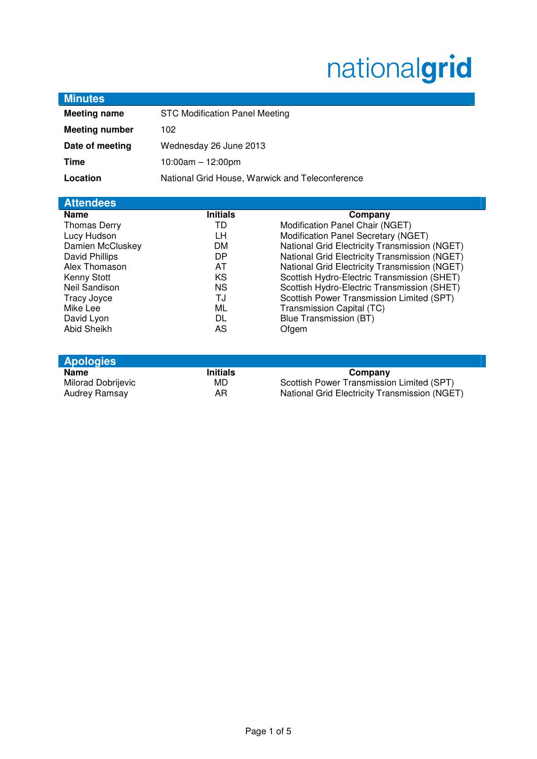nationalgrid

## Minutes

| | |
|---|---|
| **Meeting name** | STC Modification Panel Meeting |
| **Meeting number** | 102 |
| **Date of meeting** | Wednesday 26 June 2013 |
| **Time** | 10:00am – 12:00pm |
| **Location** | National Grid House, Warwick and Teleconference |

## Attendees

| Name | Initials | Company |
|---|---|---|
| Thomas Derry | TD | Modification Panel Chair (NGET) |
| Lucy Hudson | LH | Modification Panel Secretary (NGET) |
| Damien McCluskey | DM | National Grid Electricity Transmission (NGET) |
| David Phillips | DP | National Grid Electricity Transmission (NGET) |
| Alex Thomason | AT | National Grid Electricity Transmission (NGET) |
| Kenny Stott | KS | Scottish Hydro-Electric Transmission (SHET) |
| Neil Sandison | NS | Scottish Hydro-Electric Transmission (SHET) |
| Tracy Joyce | TJ | Scottish Power Transmission Limited (SPT) |
| Mike Lee | ML | Transmission Capital (TC) |
| David Lyon | DL | Blue Transmission (BT) |
| Abid Sheikh | AS | Ofgem |

## Apologies

| Name | Initials | Company |
|---|---|---|
| Milorad Dobrijevic | MD | Scottish Power Transmission Limited (SPT) |
| Audrey Ramsay | AR | National Grid Electricity Transmission (NGET) |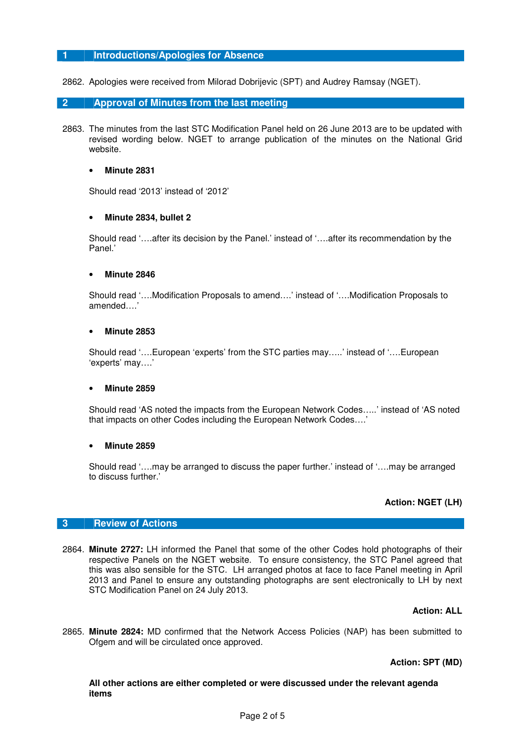## 1 Introductions/Apologies for Absence

2862. Apologies were received from Milorad Dobrijevic (SPT) and Audrey Ramsay (NGET).

## 2 Approval of Minutes from the last meeting

2863. The minutes from the last STC Modification Panel held on 26 June 2013 are to be updated with revised wording below. NGET to arrange publication of the minutes on the National Grid website.

- **Minute 2831**

Should read '2013' instead of '2012'

- **Minute 2834, bullet 2**

Should read '….after its decision by the Panel.' instead of '….after its recommendation by the Panel.'

- **Minute 2846**

Should read '….Modification Proposals to amend….' instead of '….Modification Proposals to amended….'

- **Minute 2853**

Should read '….European 'experts' from the STC parties may…..' instead of '….European 'experts' may….'

- **Minute 2859**

Should read 'AS noted the impacts from the European Network Codes…..' instead of 'AS noted that impacts on other Codes including the European Network Codes….'

- **Minute 2859**

Should read '….may be arranged to discuss the paper further.' instead of '….may be arranged to discuss further.'

**Action: NGET (LH)**

## 3 Review of Actions

2864. **Minute 2727:** LH informed the Panel that some of the other Codes hold photographs of their respective Panels on the NGET website. To ensure consistency, the STC Panel agreed that this was also sensible for the STC. LH arranged photos at face to face Panel meeting in April 2013 and Panel to ensure any outstanding photographs are sent electronically to LH by next STC Modification Panel on 24 July 2013.

**Action: ALL**

2865. **Minute 2824:** MD confirmed that the Network Access Policies (NAP) has been submitted to Ofgem and will be circulated once approved.

**Action: SPT (MD)**

**All other actions are either completed or were discussed under the relevant agenda items**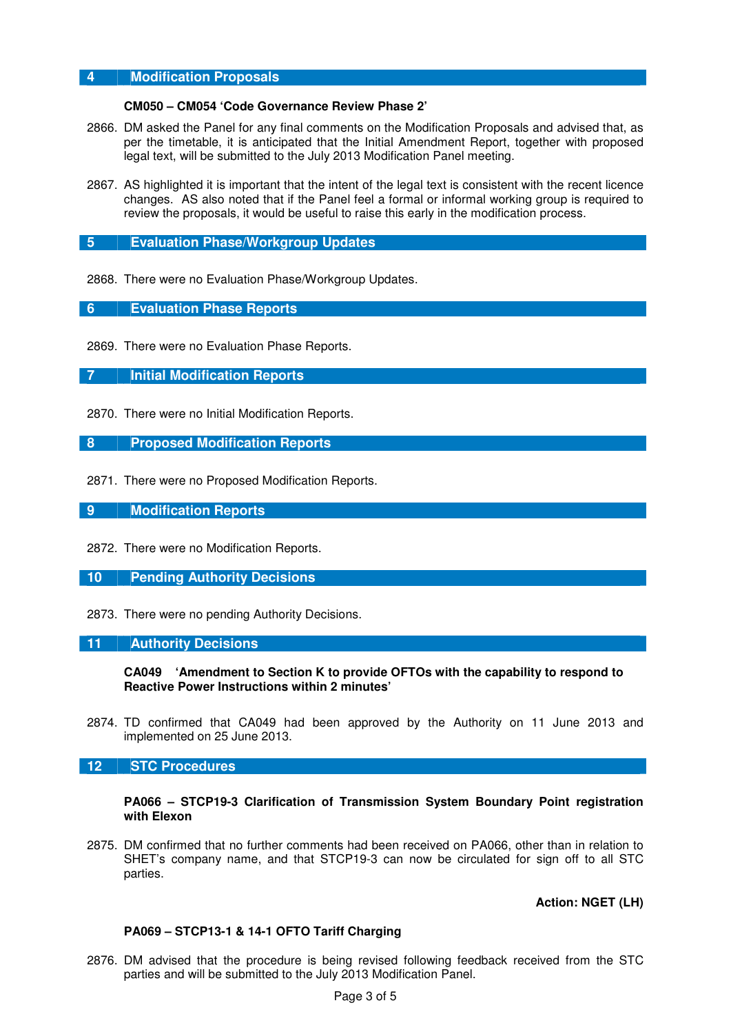## 4 Modification Proposals

**CM050 – CM054 'Code Governance Review Phase 2'**

2866. DM asked the Panel for any final comments on the Modification Proposals and advised that, as per the timetable, it is anticipated that the Initial Amendment Report, together with proposed legal text, will be submitted to the July 2013 Modification Panel meeting.

2867. AS highlighted it is important that the intent of the legal text is consistent with the recent licence changes. AS also noted that if the Panel feel a formal or informal working group is required to review the proposals, it would be useful to raise this early in the modification process.

## 5 Evaluation Phase/Workgroup Updates

2868. There were no Evaluation Phase/Workgroup Updates.

## 6 Evaluation Phase Reports

2869. There were no Evaluation Phase Reports.

## 7 Initial Modification Reports

2870. There were no Initial Modification Reports.

## 8 Proposed Modification Reports

2871. There were no Proposed Modification Reports.

## 9 Modification Reports

2872. There were no Modification Reports.

## 10 Pending Authority Decisions

2873. There were no pending Authority Decisions.

## 11 Authority Decisions

**CA049 'Amendment to Section K to provide OFTOs with the capability to respond to Reactive Power Instructions within 2 minutes'**

2874. TD confirmed that CA049 had been approved by the Authority on 11 June 2013 and implemented on 25 June 2013.

## 12 STC Procedures

**PA066 – STCP19-3 Clarification of Transmission System Boundary Point registration with Elexon**

2875. DM confirmed that no further comments had been received on PA066, other than in relation to SHET's company name, and that STCP19-3 can now be circulated for sign off to all STC parties.

**Action: NGET (LH)**

**PA069 – STCP13-1 & 14-1 OFTO Tariff Charging**

2876. DM advised that the procedure is being revised following feedback received from the STC parties and will be submitted to the July 2013 Modification Panel.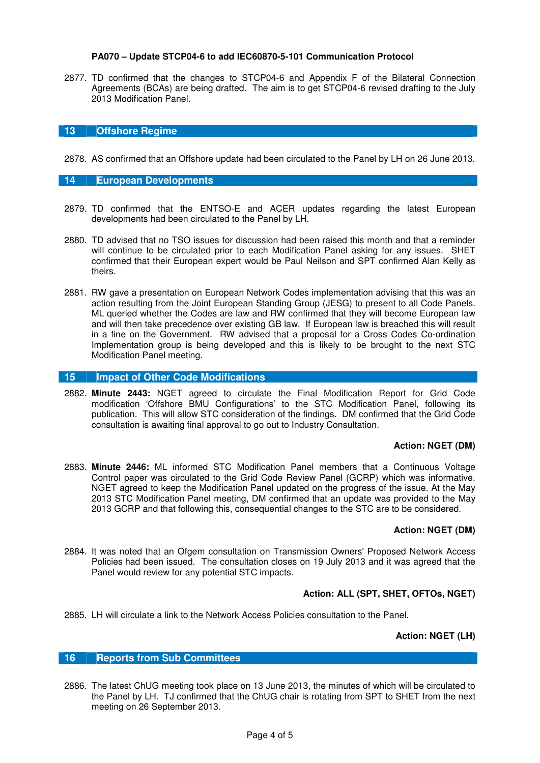**PA070 – Update STCP04-6 to add IEC60870-5-101 Communication Protocol**

2877. TD confirmed that the changes to STCP04-6 and Appendix F of the Bilateral Connection Agreements (BCAs) are being drafted. The aim is to get STCP04-6 revised drafting to the July 2013 Modification Panel.

## 13 Offshore Regime

2878. AS confirmed that an Offshore update had been circulated to the Panel by LH on 26 June 2013.

## 14 European Developments

2879. TD confirmed that the ENTSO-E and ACER updates regarding the latest European developments had been circulated to the Panel by LH.

2880. TD advised that no TSO issues for discussion had been raised this month and that a reminder will continue to be circulated prior to each Modification Panel asking for any issues. SHET confirmed that their European expert would be Paul Neilson and SPT confirmed Alan Kelly as theirs.

2881. RW gave a presentation on European Network Codes implementation advising that this was an action resulting from the Joint European Standing Group (JESG) to present to all Code Panels. ML queried whether the Codes are law and RW confirmed that they will become European law and will then take precedence over existing GB law. If European law is breached this will result in a fine on the Government. RW advised that a proposal for a Cross Codes Co-ordination Implementation group is being developed and this is likely to be brought to the next STC Modification Panel meeting.

## 15 Impact of Other Code Modifications

2882. **Minute 2443:** NGET agreed to circulate the Final Modification Report for Grid Code modification 'Offshore BMU Configurations' to the STC Modification Panel, following its publication. This will allow STC consideration of the findings. DM confirmed that the Grid Code consultation is awaiting final approval to go out to Industry Consultation.

**Action: NGET (DM)**

2883. **Minute 2446:** ML informed STC Modification Panel members that a Continuous Voltage Control paper was circulated to the Grid Code Review Panel (GCRP) which was informative. NGET agreed to keep the Modification Panel updated on the progress of the issue. At the May 2013 STC Modification Panel meeting, DM confirmed that an update was provided to the May 2013 GCRP and that following this, consequential changes to the STC are to be considered.

**Action: NGET (DM)**

2884. It was noted that an Ofgem consultation on Transmission Owners' Proposed Network Access Policies had been issued. The consultation closes on 19 July 2013 and it was agreed that the Panel would review for any potential STC impacts.

**Action: ALL (SPT, SHET, OFTOs, NGET)**

2885. LH will circulate a link to the Network Access Policies consultation to the Panel.

**Action: NGET (LH)**

## 16 Reports from Sub Committees

2886. The latest ChUG meeting took place on 13 June 2013, the minutes of which will be circulated to the Panel by LH. TJ confirmed that the ChUG chair is rotating from SPT to SHET from the next meeting on 26 September 2013.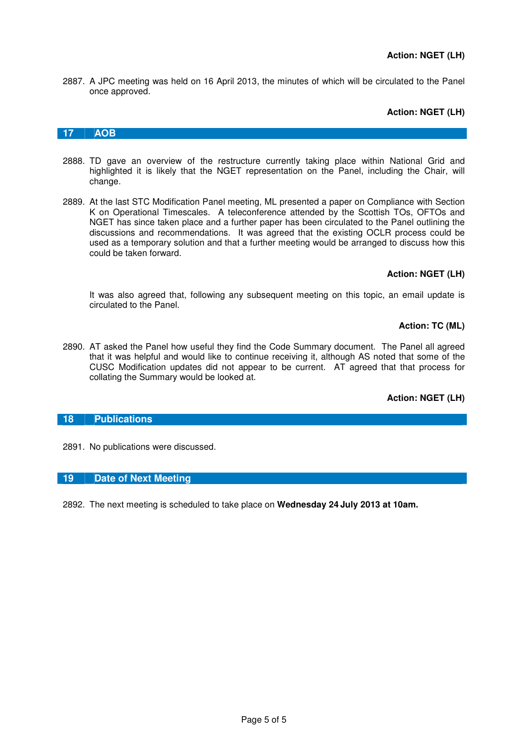**Action: NGET (LH)**

2887. A JPC meeting was held on 16 April 2013, the minutes of which will be circulated to the Panel once approved.

**Action: NGET (LH)**

## 17 AOB

2888. TD gave an overview of the restructure currently taking place within National Grid and highlighted it is likely that the NGET representation on the Panel, including the Chair, will change.

2889. At the last STC Modification Panel meeting, ML presented a paper on Compliance with Section K on Operational Timescales. A teleconference attended by the Scottish TOs, OFTOs and NGET has since taken place and a further paper has been circulated to the Panel outlining the discussions and recommendations. It was agreed that the existing OCLR process could be used as a temporary solution and that a further meeting would be arranged to discuss how this could be taken forward.

**Action: NGET (LH)**

It was also agreed that, following any subsequent meeting on this topic, an email update is circulated to the Panel.

**Action: TC (ML)**

2890. AT asked the Panel how useful they find the Code Summary document. The Panel all agreed that it was helpful and would like to continue receiving it, although AS noted that some of the CUSC Modification updates did not appear to be current. AT agreed that that process for collating the Summary would be looked at.

**Action: NGET (LH)**

## 18 Publications

2891. No publications were discussed.

## 19 Date of Next Meeting

2892. The next meeting is scheduled to take place on **Wednesday 24 July 2013 at 10am.**